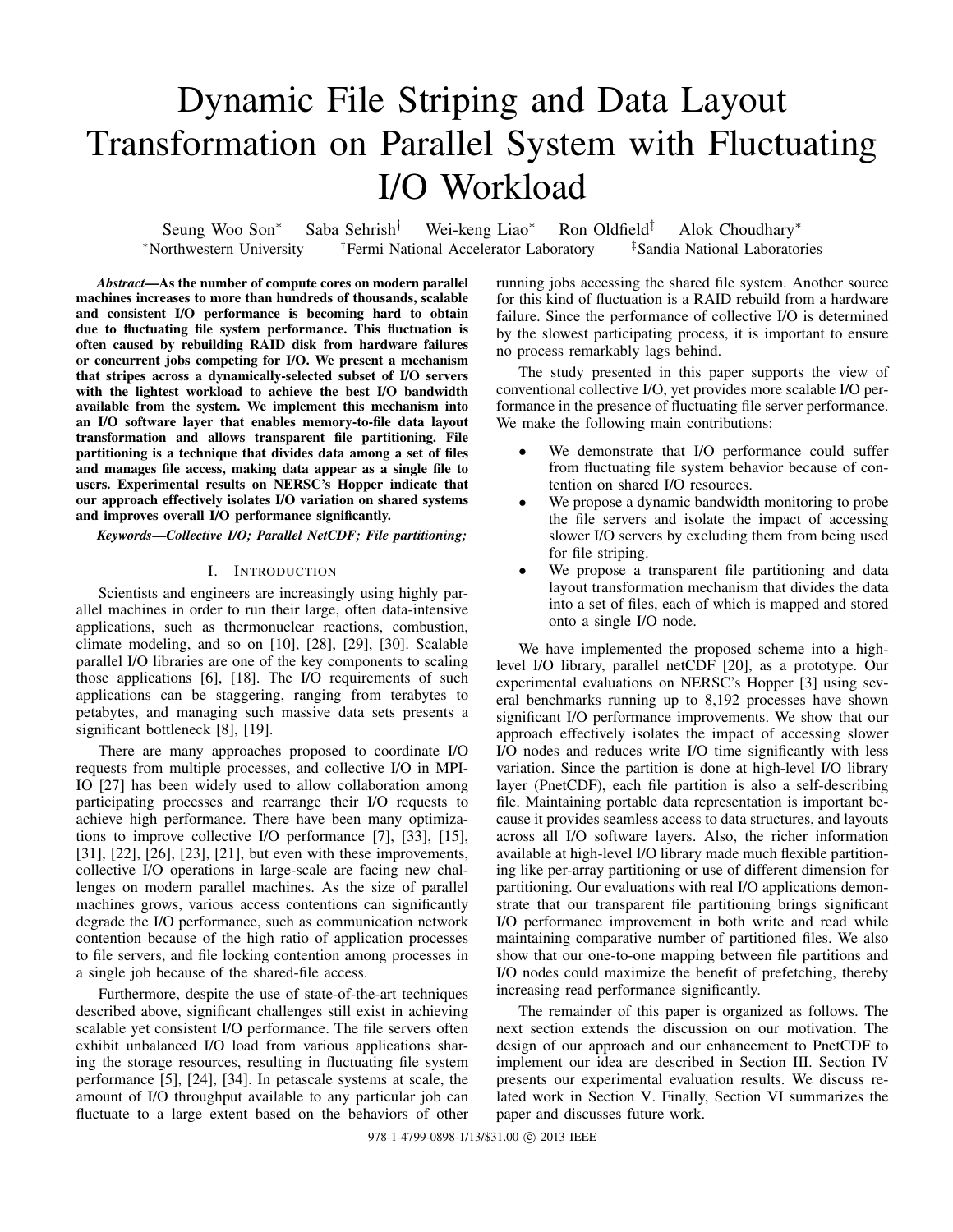# Dynamic File Striping and Data Layout Transformation on Parallel System with Fluctuating I/O Workload

Seung Woo Son[*] Saba Sehrish[†] Wei-keng Liao[*] Ron Oldfield[‡] Alok Choudhary[*]

[*]Northwestern University [†]Fermi National Accelerator Laboratory [‡]Sandia National Laboratories

***Abstract*—As the number of compute cores on modern parallel machines increases to more than hundreds of thousands, scalable and consistent I/O performance is becoming hard to obtain due to fluctuating file system performance. This fluctuation is often caused by rebuilding RAID disk from hardware failures or concurrent jobs competing for I/O. We present a mechanism that stripes across a dynamically-selected subset of I/O servers with the lightest workload to achieve the best I/O bandwidth available from the system. We implement this mechanism into an I/O software layer that enables memory-to-file data layout transformation and allows transparent file partitioning. File partitioning is a technique that divides data among a set of files and manages file access, making data appear as a single file to users. Experimental results on NERSC's Hopper indicate that our approach effectively isolates I/O variation on shared systems and improves overall I/O performance significantly.**

***Keywords*—Collective I/O; Parallel NetCDF; File partitioning;**

## I. Introduction

Scientists and engineers are increasingly using highly parallel machines in order to run their large, often data-intensive applications, such as thermonuclear reactions, combustion, climate modeling, and so on [10], [28], [29], [30]. Scalable parallel I/O libraries are one of the key components to scaling those applications [6], [18]. The I/O requirements of such applications can be staggering, ranging from terabytes to petabytes, and managing such massive data sets presents a significant bottleneck [8], [19].

There are many approaches proposed to coordinate I/O requests from multiple processes, and collective I/O in MPI-IO [27] has been widely used to allow collaboration among participating processes and rearrange their I/O requests to achieve high performance. There have been many optimizations to improve collective I/O performance [7], [33], [15], [31], [22], [26], [23], [21], but even with these improvements, collective I/O operations in large-scale are facing new challenges on modern parallel machines. As the size of parallel machines grows, various access contentions can significantly degrade the I/O performance, such as communication network contention because of the high ratio of application processes to file servers, and file locking contention among processes in a single job because of the shared-file access.

Furthermore, despite the use of state-of-the-art techniques described above, significant challenges still exist in achieving scalable yet consistent I/O performance. The file servers often exhibit unbalanced I/O load from various applications sharing the storage resources, resulting in fluctuating file system performance [5], [24], [34]. In petascale systems at scale, the amount of I/O throughput available to any particular job can fluctuate to a large extent based on the behaviors of other running jobs accessing the shared file system. Another source for this kind of fluctuation is a RAID rebuild from a hardware failure. Since the performance of collective I/O is determined by the slowest participating process, it is important to ensure no process remarkably lags behind.

The study presented in this paper supports the view of conventional collective I/O, yet provides more scalable I/O performance in the presence of fluctuating file server performance. We make the following main contributions:

- We demonstrate that I/O performance could suffer from fluctuating file system behavior because of contention on shared I/O resources.
- We propose a dynamic bandwidth monitoring to probe the file servers and isolate the impact of accessing slower I/O servers by excluding them from being used for file striping.
- We propose a transparent file partitioning and data layout transformation mechanism that divides the data into a set of files, each of which is mapped and stored onto a single I/O node.

We have implemented the proposed scheme into a high-level I/O library, parallel netCDF [20], as a prototype. Our experimental evaluations on NERSC's Hopper [3] using several benchmarks running up to 8,192 processes have shown significant I/O performance improvements. We show that our approach effectively isolates the impact of accessing slower I/O nodes and reduces write I/O time significantly with less variation. Since the partition is done at high-level I/O library layer (PnetCDF), each file partition is also a self-describing file. Maintaining portable data representation is important because it provides seamless access to data structures, and layouts across all I/O software layers. Also, the richer information available at high-level I/O library made much flexible partitioning like per-array partitioning or use of different dimension for partitioning. Our evaluations with real I/O applications demonstrate that our transparent file partitioning brings significant I/O performance improvement in both write and read while maintaining comparative number of partitioned files. We also show that our one-to-one mapping between file partitions and I/O nodes could maximize the benefit of prefetching, thereby increasing read performance significantly.

The remainder of this paper is organized as follows. The next section extends the discussion on our motivation. The design of our approach and our enhancement to PnetCDF to implement our idea are described in Section III. Section IV presents our experimental evaluation results. We discuss related work in Section V. Finally, Section VI summarizes the paper and discusses future work.

978-1-4799-0898-1/13/$31.00 © 2013 IEEE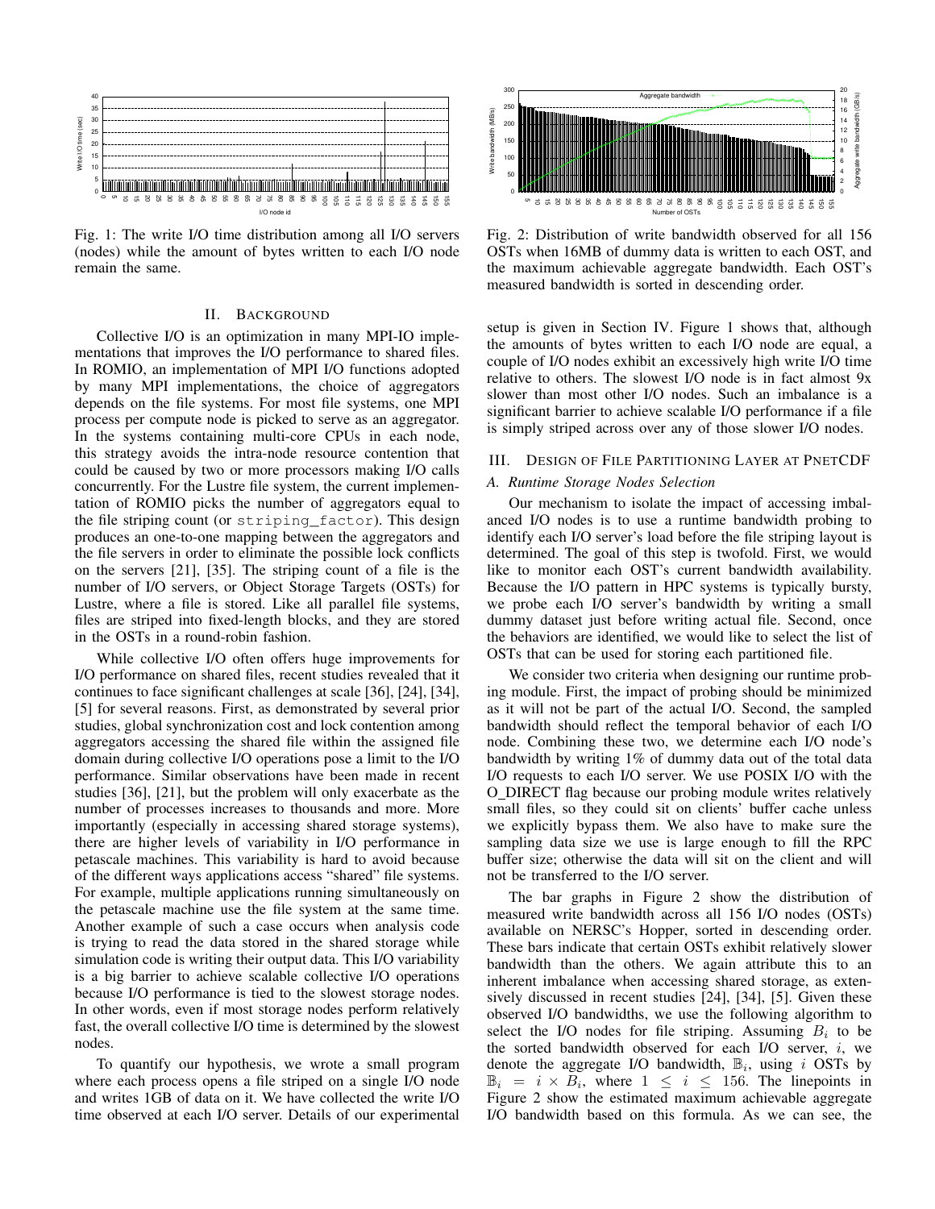Fig. 1: The write I/O time distribution among all I/O servers (nodes) while the amount of bytes written to each I/O node remain the same.

Fig. 2: Distribution of write bandwidth observed for all 156 OSTs when 16MB of dummy data is written to each OST, and the maximum achievable aggregate bandwidth. Each OST's measured bandwidth is sorted in descending order.

## II. BACKGROUND

Collective I/O is an optimization in many MPI-IO implementations that improves the I/O performance to shared files. In ROMIO, an implementation of MPI I/O functions adopted by many MPI implementations, the choice of aggregators depends on the file systems. For most file systems, one MPI process per compute node is picked to serve as an aggregator. In the systems containing multi-core CPUs in each node, this strategy avoids the intra-node resource contention that could be caused by two or more processors making I/O calls concurrently. For the Lustre file system, the current implementation of ROMIO picks the number of aggregators equal to the file striping count (or `striping_factor`). This design produces an one-to-one mapping between the aggregators and the file servers in order to eliminate the possible lock conflicts on the servers [21], [35]. The striping count of a file is the number of I/O servers, or Object Storage Targets (OSTs) for Lustre, where a file is stored. Like all parallel file systems, files are striped into fixed-length blocks, and they are stored in the OSTs in a round-robin fashion.

While collective I/O often offers huge improvements for I/O performance on shared files, recent studies revealed that it continues to face significant challenges at scale [36], [24], [34], [5] for several reasons. First, as demonstrated by several prior studies, global synchronization cost and lock contention among aggregators accessing the shared file within the assigned file domain during collective I/O operations pose a limit to the I/O performance. Similar observations have been made in recent studies [36], [21], but the problem will only exacerbate as the number of processes increases to thousands and more. More importantly (especially in accessing shared storage systems), there are higher levels of variability in I/O performance in petascale machines. This variability is hard to avoid because of the different ways applications access "shared" file systems. For example, multiple applications running simultaneously on the petascale machine use the file system at the same time. Another example of such a case occurs when analysis code is trying to read the data stored in the shared storage while simulation code is writing their output data. This I/O variability is a big barrier to achieve scalable collective I/O operations because I/O performance is tied to the slowest storage nodes. In other words, even if most storage nodes perform relatively fast, the overall collective I/O time is determined by the slowest nodes.

To quantify our hypothesis, we wrote a small program where each process opens a file striped on a single I/O node and writes 1GB of data on it. We have collected the write I/O time observed at each I/O server. Details of our experimental setup is given in Section IV. Figure 1 shows that, although the amounts of bytes written to each I/O node are equal, a couple of I/O nodes exhibit an excessively high write I/O time relative to others. The slowest I/O node is in fact almost 9x slower than most other I/O nodes. Such an imbalance is a significant barrier to achieve scalable I/O performance if a file is simply striped across over any of those slower I/O nodes.

## III. DESIGN OF FILE PARTITIONING LAYER AT PNETCDF

### A. Runtime Storage Nodes Selection

Our mechanism to isolate the impact of accessing imbalanced I/O nodes is to use a runtime bandwidth probing to identify each I/O server's load before the file striping layout is determined. The goal of this step is twofold. First, we would like to monitor each OST's current bandwidth availability. Because the I/O pattern in HPC systems is typically bursty, we probe each I/O server's bandwidth by writing a small dummy dataset just before writing actual file. Second, once the behaviors are identified, we would like to select the list of OSTs that can be used for storing each partitioned file.

We consider two criteria when designing our runtime probing module. First, the impact of probing should be minimized as it will not be part of the actual I/O. Second, the sampled bandwidth should reflect the temporal behavior of each I/O node. Combining these two, we determine each I/O node's bandwidth by writing 1% of dummy data out of the total data I/O requests to each I/O server. We use POSIX I/O with the O_DIRECT flag because our probing module writes relatively small files, so they could sit on clients' buffer cache unless we explicitly bypass them. We also have to make sure the sampling data size we use is large enough to fill the RPC buffer size; otherwise the data will sit on the client and will not be transferred to the I/O server.

The bar graphs in Figure 2 show the distribution of measured write bandwidth across all 156 I/O nodes (OSTs) available on NERSC's Hopper, sorted in descending order. These bars indicate that certain OSTs exhibit relatively slower bandwidth than the others. We again attribute this to an inherent imbalance when accessing shared storage, as extensively discussed in recent studies [24], [34], [5]. Given these observed I/O bandwidths, we use the following algorithm to select the I/O nodes for file striping. Assuming $B_i$ to be the sorted bandwidth observed for each I/O server, $i$, we denote the aggregate I/O bandwidth, $\mathbb{B}_i$, using $i$ OSTs by $\mathbb{B}_i = i \times B_i$, where $1 \leq i \leq 156$. The linepoints in Figure 2 show the estimated maximum achievable aggregate I/O bandwidth based on this formula. As we can see, the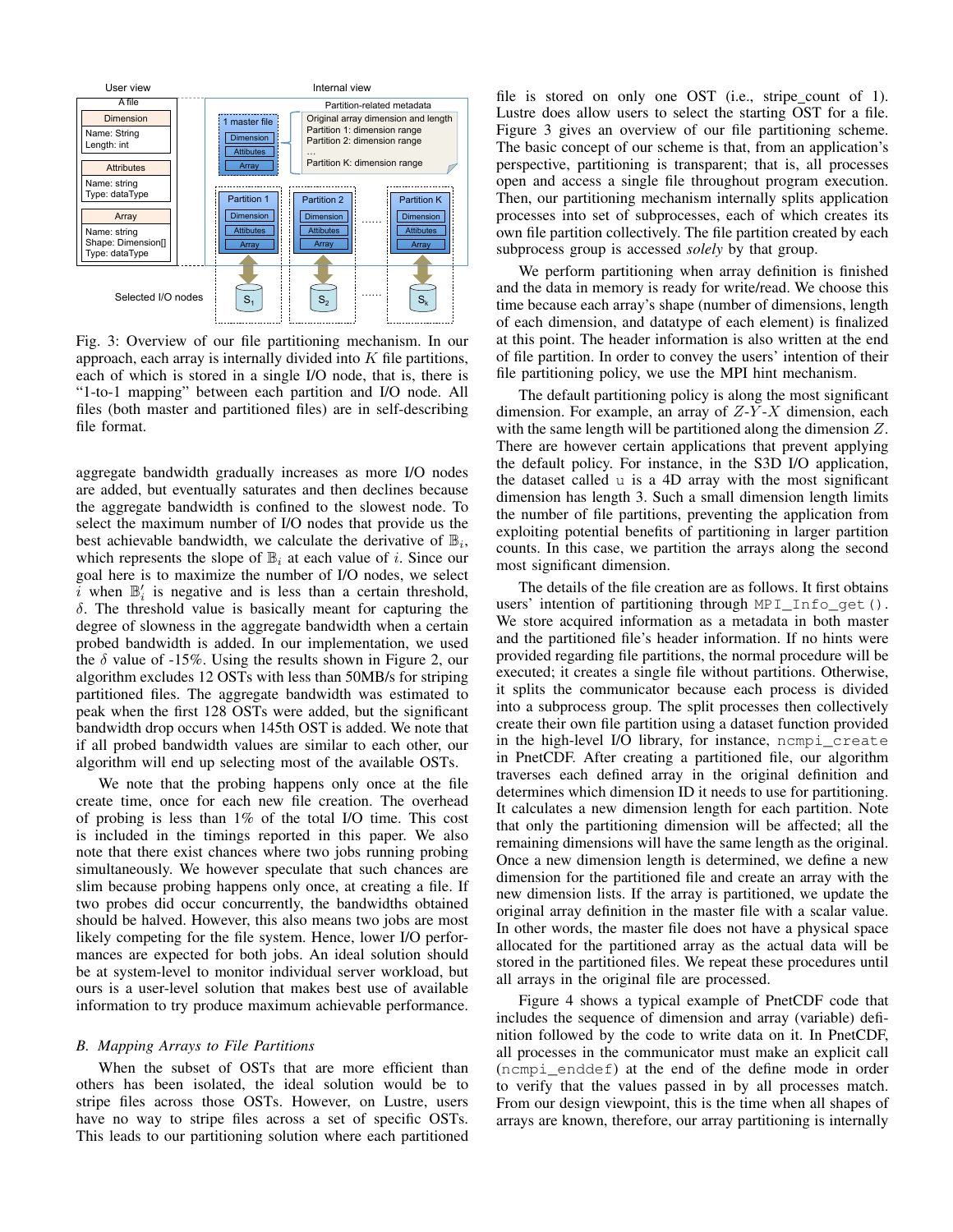Fig. 3: Overview of our file partitioning mechanism. In our approach, each array is internally divided into $K$ file partitions, each of which is stored in a single I/O node, that is, there is "1-to-1 mapping" between each partition and I/O node. All files (both master and partitioned files) are in self-describing file format.

aggregate bandwidth gradually increases as more I/O nodes are added, but eventually saturates and then declines because the aggregate bandwidth is confined to the slowest node. To select the maximum number of I/O nodes that provide us the best achievable bandwidth, we calculate the derivative of $\mathbb{B}_i$, which represents the slope of $\mathbb{B}_i$ at each value of $i$. Since our goal here is to maximize the number of I/O nodes, we select $i$ when $\mathbb{B}_i'$ is negative and is less than a certain threshold, $\delta$. The threshold value is basically meant for capturing the degree of slowness in the aggregate bandwidth when a certain probed bandwidth is added. In our implementation, we used the $\delta$ value of -15%. Using the results shown in Figure 2, our algorithm excludes 12 OSTs with less than 50MB/s for striping partitioned files. The aggregate bandwidth was estimated to peak when the first 128 OSTs were added, but the significant bandwidth drop occurs when 145th OST is added. We note that if all probed bandwidth values are similar to each other, our algorithm will end up selecting most of the available OSTs.

We note that the probing happens only once at the file create time, once for each new file creation. The overhead of probing is less than 1% of the total I/O time. This cost is included in the timings reported in this paper. We also note that there exist chances where two jobs running probing simultaneously. We however speculate that such chances are slim because probing happens only once, at creating a file. If two probes did occur concurrently, the bandwidths obtained should be halved. However, this also means two jobs are most likely competing for the file system. Hence, lower I/O performances are expected for both jobs. An ideal solution should be at system-level to monitor individual server workload, but ours is a user-level solution that makes best use of available information to try produce maximum achievable performance.

### B. Mapping Arrays to File Partitions

When the subset of OSTs that are more efficient than others has been isolated, the ideal solution would be to stripe files across those OSTs. However, on Lustre, users have no way to stripe files across a set of specific OSTs. This leads to our partitioning solution where each partitioned file is stored on only one OST (i.e., stripe_count of 1). Lustre does allow users to select the starting OST for a file. Figure 3 gives an overview of our file partitioning scheme. The basic concept of our scheme is that, from an application's perspective, partitioning is transparent; that is, all processes open and access a single file throughout program execution. Then, our partitioning mechanism internally splits application processes into set of subprocesses, each of which creates its own file partition collectively. The file partition created by each subprocess group is accessed *solely* by that group.

We perform partitioning when array definition is finished and the data in memory is ready for write/read. We choose this time because each array's shape (number of dimensions, length of each dimension, and datatype of each element) is finalized at this point. The header information is also written at the end of file partition. In order to convey the users' intention of their file partitioning policy, we use the MPI hint mechanism.

The default partitioning policy is along the most significant dimension. For example, an array of $Z$-$Y$-$X$ dimension, each with the same length will be partitioned along the dimension $Z$. There are however certain applications that prevent applying the default policy. For instance, in the S3D I/O application, the dataset called `u` is a 4D array with the most significant dimension has length 3. Such a small dimension length limits the number of file partitions, preventing the application from exploiting potential benefits of partitioning in larger partition counts. In this case, we partition the arrays along the second most significant dimension.

The details of the file creation are as follows. It first obtains users' intention of partitioning through `MPI_Info_get()`. We store acquired information as a metadata in both master and the partitioned file's header information. If no hints were provided regarding file partitions, the normal procedure will be executed; it creates a single file without partitions. Otherwise, it splits the communicator because each process is divided into a subprocess group. The split processes then collectively create their own file partition using a dataset function provided in the high-level I/O library, for instance, `ncmpi_create` in PnetCDF. After creating a partitioned file, our algorithm traverses each defined array in the original definition and determines which dimension ID it needs to use for partitioning. It calculates a new dimension length for each partition. Note that only the partitioning dimension will be affected; all the remaining dimensions will have the same length as the original. Once a new dimension length is determined, we define a new dimension for the partitioned file and create an array with the new dimension lists. If the array is partitioned, we update the original array definition in the master file with a scalar value. In other words, the master file does not have a physical space allocated for the partitioned array as the actual data will be stored in the partitioned files. We repeat these procedures until all arrays in the original file are processed.

Figure 4 shows a typical example of PnetCDF code that includes the sequence of dimension and array (variable) definition followed by the code to write data on it. In PnetCDF, all processes in the communicator must make an explicit call (`ncmpi_enddef`) at the end of the define mode in order to verify that the values passed in by all processes match. From our design viewpoint, this is the time when all shapes of arrays are known, therefore, our array partitioning is internally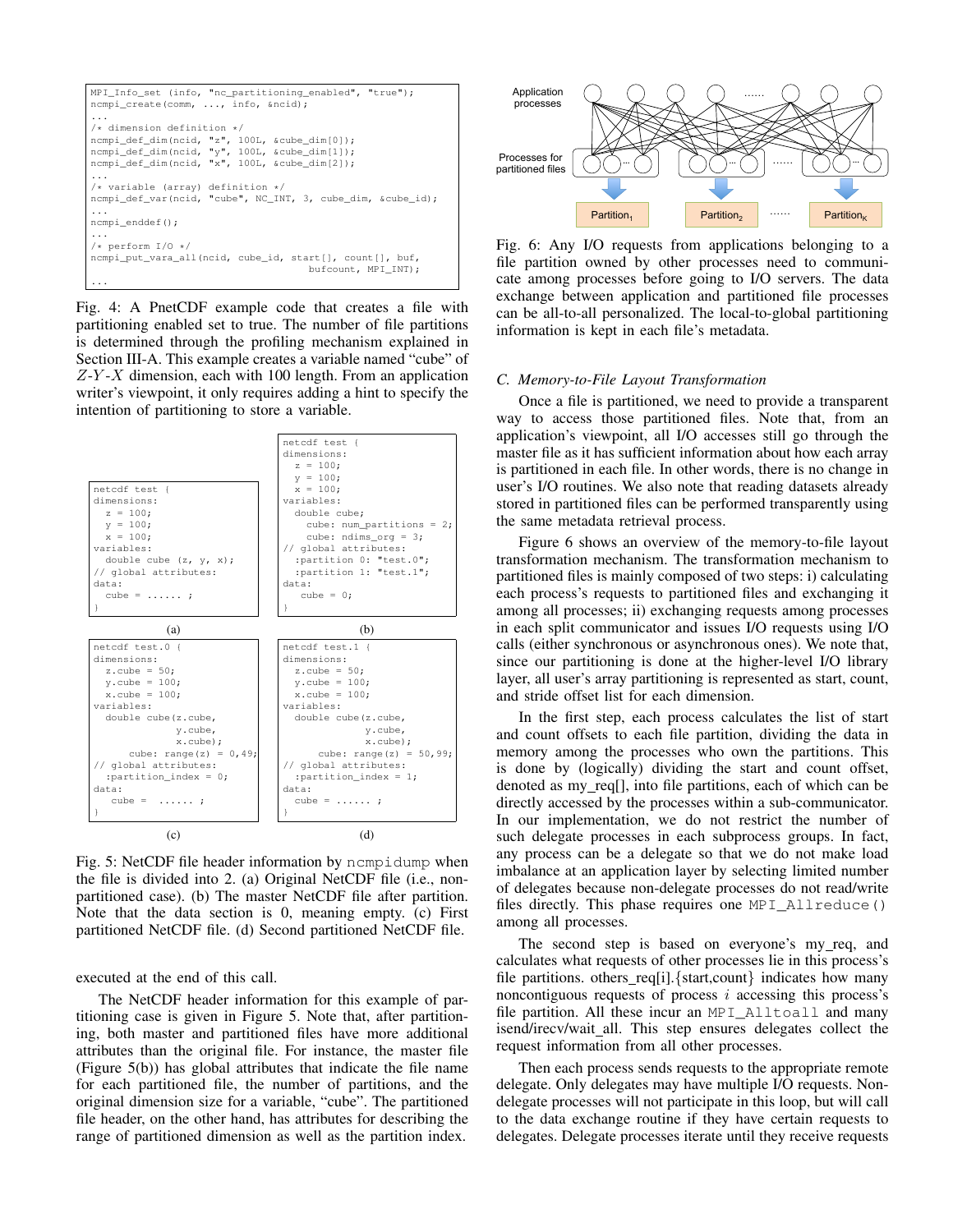```
MPI_Info_set (info, "nc_partitioning_enabled", "true");
ncmpi_create(comm, ..., info, &ncid);
...
/* dimension definition */
ncmpi_def_dim(ncid, "z", 100L, &cube_dim[0]);
ncmpi_def_dim(ncid, "y", 100L, &cube_dim[1]);
ncmpi_def_dim(ncid, "x", 100L, &cube_dim[2]);
...
/* variable (array) definition */
ncmpi_def_var(ncid, "cube", NC_INT, 3, cube_dim, &cube_id);
...
ncmpi_enddef();
...
/* perform I/O */
ncmpi_put_vara_all(ncid, cube_id, start[], count[], buf,
                                   bufcount, MPI_INT);
...
```

Fig. 4: A PnetCDF example code that creates a file with partitioning enabled set to true. The number of file partitions is determined through the profiling mechanism explained in Section III-A. This example creates a variable named "cube" of $Z$-$Y$-$X$ dimension, each with 100 length. From an application writer's viewpoint, it only requires adding a hint to specify the intention of partitioning to store a variable.

```
netcdf test {
dimensions:
  z = 100;
  y = 100;
  x = 100;
variables:
  double cube (z, y, x);
// global attributes:
data:
  cube = ...... ;
}
```

(a)

```
netcdf test {
dimensions:
  z = 100;
  y = 100;
  x = 100;
variables:
  double cube;
    cube: num_partitions = 2;
    cube: ndims_org = 3;
// global attributes:
  :partition 0: "test.0";
  :partition 1: "test.1";
data:
  cube = 0;
}
```

(b)

```
netcdf test.0 {
dimensions:
  z.cube = 50;
  y.cube = 100;
  x.cube = 100;
variables:
  double cube(z.cube,
              y.cube,
              x.cube);
     cube: range(z) = 0,49;
// global attributes:
  :partition_index = 0;
data:
  cube =  ...... ;
}
```

(c)

```
netcdf test.1 {
dimensions:
  z.cube = 50;
  y.cube = 100;
  x.cube = 100;
variables:
  double cube(z.cube,
              y.cube,
              x.cube);
     cube: range(z) = 50,99;
// global attributes:
  :partition_index = 1;
data:
  cube = ...... ;
}
```

(d)

Fig. 5: NetCDF file header information by ncmpidump when the file is divided into 2. (a) Original NetCDF file (i.e., non-partitioned case). (b) The master NetCDF file after partition. Note that the data section is 0, meaning empty. (c) First partitioned NetCDF file. (d) Second partitioned NetCDF file.

executed at the end of this call.

The NetCDF header information for this example of partitioning case is given in Figure 5. Note that, after partitioning, both master and partitioned files have more additional attributes than the original file. For instance, the master file (Figure 5(b)) has global attributes that indicate the file name for each partitioned file, the number of partitions, and the original dimension size for a variable, "cube". The partitioned file header, on the other hand, has attributes for describing the range of partitioned dimension as well as the partition index.

Fig. 6: Any I/O requests from applications belonging to a file partition owned by other processes need to communicate among processes before going to I/O servers. The data exchange between application and partitioned file processes can be all-to-all personalized. The local-to-global partitioning information is kept in each file's metadata.

### C. Memory-to-File Layout Transformation

Once a file is partitioned, we need to provide a transparent way to access those partitioned files. Note that, from an application's viewpoint, all I/O accesses still go through the master file as it has sufficient information about how each array is partitioned in each file. In other words, there is no change in user's I/O routines. We also note that reading datasets already stored in partitioned files can be performed transparently using the same metadata retrieval process.

Figure 6 shows an overview of the memory-to-file layout transformation mechanism. The transformation mechanism to partitioned files is mainly composed of two steps: i) calculating each process's requests to partitioned files and exchanging it among all processes; ii) exchanging requests among processes in each split communicator and issues I/O requests using I/O calls (either synchronous or asynchronous ones). We note that, since our partitioning is done at the higher-level I/O library layer, all user's array partitioning is represented as start, count, and stride offset list for each dimension.

In the first step, each process calculates the list of start and count offsets to each file partition, dividing the data in memory among the processes who own the partitions. This is done by (logically) dividing the start and count offset, denoted as my_req[], into file partitions, each of which can be directly accessed by the processes within a sub-communicator. In our implementation, we do not restrict the number of such delegate processes in each subprocess groups. In fact, any process can be a delegate so that we do not make load imbalance at an application layer by selecting limited number of delegates because non-delegate processes do not read/write files directly. This phase requires one MPI_Allreduce() among all processes.

The second step is based on everyone's my_req, and calculates what requests of other processes lie in this process's file partitions. others_req[i].{start,count} indicates how many noncontiguous requests of process $i$ accessing this process's file partition. All these incur an MPI_Alltoall and many isend/irecv/wait_all. This step ensures delegates collect the request information from all other processes.

Then each process sends requests to the appropriate remote delegate. Only delegates may have multiple I/O requests. Non-delegate processes will not participate in this loop, but will call to the data exchange routine if they have certain requests to delegates. Delegate processes iterate until they receive requests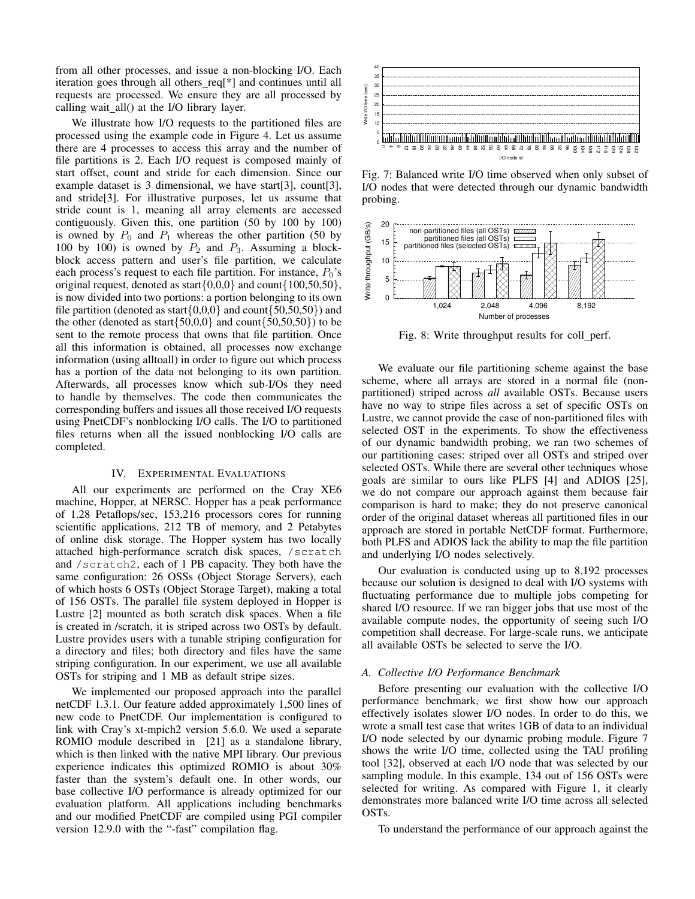from all other processes, and issue a non-blocking I/O. Each iteration goes through all others_req[*] and continues until all requests are processed. We ensure they are all processed by calling wait_all() at the I/O library layer.

We illustrate how I/O requests to the partitioned files are processed using the example code in Figure 4. Let us assume there are 4 processes to access this array and the number of file partitions is 2. Each I/O request is composed mainly of start offset, count and stride for each dimension. Since our example dataset is 3 dimensional, we have start[3], count[3], and stride[3]. For illustrative purposes, let us assume that stride count is 1, meaning all array elements are accessed contiguously. Given this, one partition (50 by 100 by 100) is owned by $P_0$ and $P_1$ whereas the other partition (50 by 100 by 100) is owned by $P_2$ and $P_3$. Assuming a block-block access pattern and user's file partition, we calculate each process's request to each file partition. For instance, $P_0$'s original request, denoted as start{0,0,0} and count{100,50,50}, is now divided into two portions: a portion belonging to its own file partition (denoted as start{0,0,0} and count{50,50,50}) and the other (denoted as start{50,0,0} and count{50,50,50}) to be sent to the remote process that owns that file partition. Once all this information is obtained, all processes now exchange information (using alltoall) in order to figure out which process has a portion of the data not belonging to its own partition. Afterwards, all processes know which sub-I/Os they need to handle by themselves. The code then communicates the corresponding buffers and issues all those received I/O requests using PnetCDF's nonblocking I/O calls. The I/O to partitioned files returns when all the issued nonblocking I/O calls are completed.

## IV. Experimental Evaluations

All our experiments are performed on the Cray XE6 machine, Hopper, at NERSC. Hopper has a peak performance of 1.28 Petaflops/sec, 153,216 processors cores for running scientific applications, 212 TB of memory, and 2 Petabytes of online disk storage. The Hopper system has two locally attached high-performance scratch disk spaces, `/scratch` and `/scratch2`, each of 1 PB capacity. They both have the same configuration: 26 OSSs (Object Storage Servers), each of which hosts 6 OSTs (Object Storage Target), making a total of 156 OSTs. The parallel file system deployed in Hopper is Lustre [2] mounted as both scratch disk spaces. When a file is created in /scratch, it is striped across two OSTs by default. Lustre provides users with a tunable striping configuration for a directory and files; both directory and files have the same striping configuration. In our experiment, we use all available OSTs for striping and 1 MB as default stripe sizes.

We implemented our proposed approach into the parallel netCDF 1.3.1. Our feature added approximately 1,500 lines of new code to PnetCDF. Our implementation is configured to link with Cray's xt-mpich2 version 5.6.0. We used a separate ROMIO module described in [21] as a standalone library, which is then linked with the native MPI library. Our previous experience indicates this optimized ROMIO is about 30% faster than the system's default one. In other words, our base collective I/O performance is already optimized for our evaluation platform. All applications including benchmarks and our modified PnetCDF are compiled using PGI compiler version 12.9.0 with the "-fast" compilation flag.

Fig. 7: Balanced write I/O time observed when only subset of I/O nodes that were detected through our dynamic bandwidth probing.

Fig. 8: Write throughput results for coll_perf.

We evaluate our file partitioning scheme against the base scheme, where all arrays are stored in a normal file (non-partitioned) striped across *all* available OSTs. Because users have no way to stripe files across a set of specific OSTs on Lustre, we cannot provide the case of non-partitioned files with selected OST in the experiments. To show the effectiveness of our dynamic bandwidth probing, we ran two schemes of our partitioning cases: striped over all OSTs and striped over selected OSTs. While there are several other techniques whose goals are similar to ours like PLFS [4] and ADIOS [25], we do not compare our approach against them because fair comparison is hard to make; they do not preserve canonical order of the original dataset whereas all partitioned files in our approach are stored in portable NetCDF format. Furthermore, both PLFS and ADIOS lack the ability to map the file partition and underlying I/O nodes selectively.

Our evaluation is conducted using up to 8,192 processes because our solution is designed to deal with I/O systems with fluctuating performance due to multiple jobs competing for shared I/O resource. If we ran bigger jobs that use most of the available compute nodes, the opportunity of seeing such I/O competition shall decrease. For large-scale runs, we anticipate all available OSTs be selected to serve the I/O.

### A. Collective I/O Performance Benchmark

Before presenting our evaluation with the collective I/O performance benchmark, we first show how our approach effectively isolates slower I/O nodes. In order to do this, we wrote a small test case that writes 1GB of data to an individual I/O node selected by our dynamic probing module. Figure 7 shows the write I/O time, collected using the TAU profiling tool [32], observed at each I/O node that was selected by our sampling module. In this example, 134 out of 156 OSTs were selected for writing. As compared with Figure 1, it clearly demonstrates more balanced write I/O time across all selected OSTs.

To understand the performance of our approach against the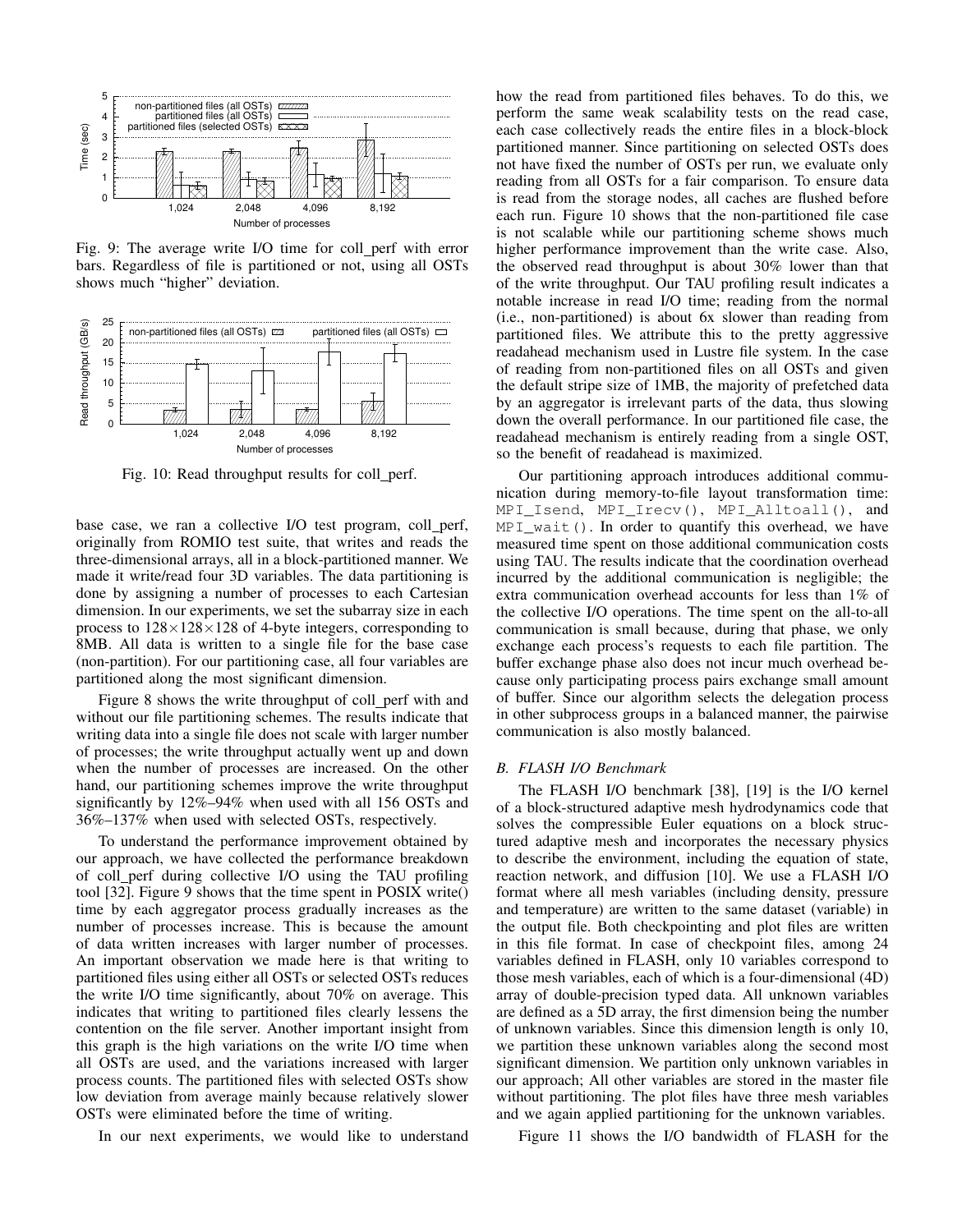Fig. 9: The average write I/O time for coll_perf with error bars. Regardless of file is partitioned or not, using all OSTs shows much "higher" deviation.

Fig. 10: Read throughput results for coll_perf.

base case, we ran a collective I/O test program, coll_perf, originally from ROMIO test suite, that writes and reads the three-dimensional arrays, all in a block-partitioned manner. We made it write/read four 3D variables. The data partitioning is done by assigning a number of processes to each Cartesian dimension. In our experiments, we set the subarray size in each process to $128 \times 128 \times 128$ of 4-byte integers, corresponding to 8MB. All data is written to a single file for the base case (non-partition). For our partitioning case, all four variables are partitioned along the most significant dimension.

Figure 8 shows the write throughput of coll_perf with and without our file partitioning schemes. The results indicate that writing data into a single file does not scale with larger number of processes; the write throughput actually went up and down when the number of processes are increased. On the other hand, our partitioning schemes improve the write throughput significantly by 12%–94% when used with all 156 OSTs and 36%–137% when used with selected OSTs, respectively.

To understand the performance improvement obtained by our approach, we have collected the performance breakdown of coll_perf during collective I/O using the TAU profiling tool [32]. Figure 9 shows that the time spent in POSIX write() time by each aggregator process gradually increases as the number of processes increase. This is because the amount of data written increases with larger number of processes. An important observation we made here is that writing to partitioned files using either all OSTs or selected OSTs reduces the write I/O time significantly, about 70% on average. This indicates that writing to partitioned files clearly lessens the contention on the file server. Another important insight from this graph is the high variations on the write I/O time when all OSTs are used, and the variations increased with larger process counts. The partitioned files with selected OSTs show low deviation from average mainly because relatively slower OSTs were eliminated before the time of writing.

In our next experiments, we would like to understand how the read from partitioned files behaves. To do this, we perform the same weak scalability tests on the read case, each case collectively reads the entire files in a block-block partitioned manner. Since partitioning on selected OSTs does not have fixed the number of OSTs per run, we evaluate only reading from all OSTs for a fair comparison. To ensure data is read from the storage nodes, all caches are flushed before each run. Figure 10 shows that the non-partitioned file case is not scalable while our partitioning scheme shows much higher performance improvement than the write case. Also, the observed read throughput is about 30% lower than that of the write throughput. Our TAU profiling result indicates a notable increase in read I/O time; reading from the normal (i.e., non-partitioned) is about 6x slower than reading from partitioned files. We attribute this to the pretty aggressive readahead mechanism used in Lustre file system. In the case of reading from non-partitioned files on all OSTs and given the default stripe size of 1MB, the majority of prefetched data by an aggregator is irrelevant parts of the data, thus slowing down the overall performance. In our partitioned file case, the readahead mechanism is entirely reading from a single OST, so the benefit of readahead is maximized.

Our partitioning approach introduces additional communication during memory-to-file layout transformation time: `MPI_Isend`, `MPI_Irecv()`, `MPI_Alltoall()`, and `MPI_wait()`. In order to quantify this overhead, we have measured time spent on those additional communication costs using TAU. The results indicate that the coordination overhead incurred by the additional communication is negligible; the extra communication overhead accounts for less than 1% of the collective I/O operations. The time spent on the all-to-all communication is small because, during that phase, we only exchange each process's requests to each file partition. The buffer exchange phase also does not incur much overhead because only participating process pairs exchange small amount of buffer. Since our algorithm selects the delegation process in other subprocess groups in a balanced manner, the pairwise communication is also mostly balanced.

### *B. FLASH I/O Benchmark*

The FLASH I/O benchmark [38], [19] is the I/O kernel of a block-structured adaptive mesh hydrodynamics code that solves the compressible Euler equations on a block structured adaptive mesh and incorporates the necessary physics to describe the environment, including the equation of state, reaction network, and diffusion [10]. We use a FLASH I/O format where all mesh variables (including density, pressure and temperature) are written to the same dataset (variable) in the output file. Both checkpointing and plot files are written in this file format. In case of checkpoint files, among 24 variables defined in FLASH, only 10 variables correspond to those mesh variables, each of which is a four-dimensional (4D) array of double-precision typed data. All unknown variables are defined as a 5D array, the first dimension being the number of unknown variables. Since this dimension length is only 10, we partition these unknown variables along the second most significant dimension. We partition only unknown variables in our approach; All other variables are stored in the master file without partitioning. The plot files have three mesh variables and we again applied partitioning for the unknown variables.

Figure 11 shows the I/O bandwidth of FLASH for the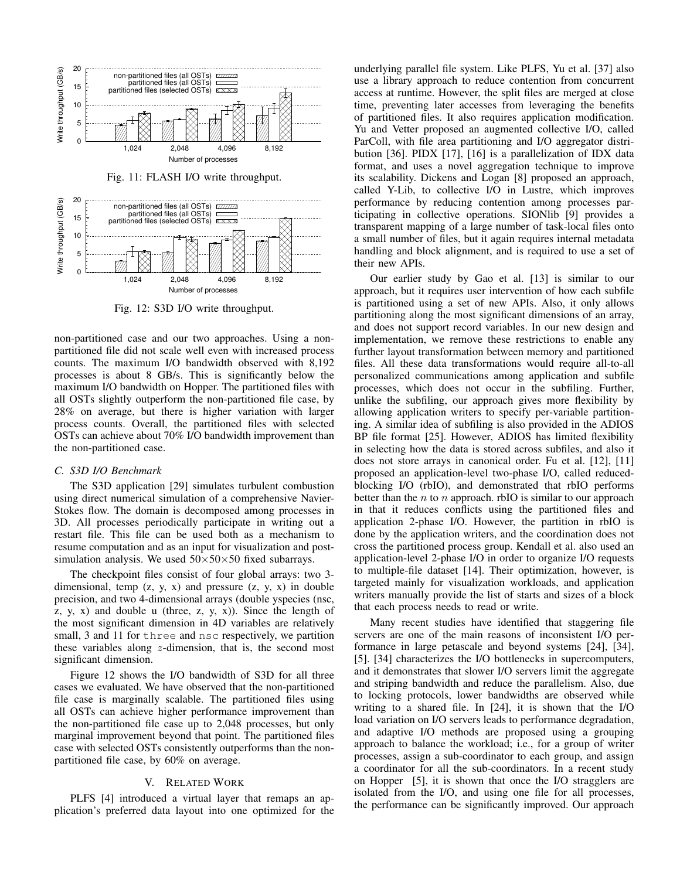Fig. 11: FLASH I/O write throughput.

Fig. 12: S3D I/O write throughput.

non-partitioned case and our two approaches. Using a non-partitioned file did not scale well even with increased process counts. The maximum I/O bandwidth observed with 8,192 processes is about 8 GB/s. This is significantly below the maximum I/O bandwidth on Hopper. The partitioned files with all OSTs slightly outperform the non-partitioned file case, by 28% on average, but there is higher variation with larger process counts. Overall, the partitioned files with selected OSTs can achieve about 70% I/O bandwidth improvement than the non-partitioned case.

### *C. S3D I/O Benchmark*

The S3D application [29] simulates turbulent combustion using direct numerical simulation of a comprehensive Navier-Stokes flow. The domain is decomposed among processes in 3D. All processes periodically participate in writing out a restart file. This file can be used both as a mechanism to resume computation and as an input for visualization and post-simulation analysis. We used $50\times50\times50$ fixed subarrays.

The checkpoint files consist of four global arrays: two 3-dimensional, temp (z, y, x) and pressure (z, y, x) in double precision, and two 4-dimensional arrays (double yspecies (nsc, z, y, x) and double u (three, z, y, x)). Since the length of the most significant dimension in 4D variables are relatively small, 3 and 11 for `three` and `nsc` respectively, we partition these variables along $z$-dimension, that is, the second most significant dimension.

Figure 12 shows the I/O bandwidth of S3D for all three cases we evaluated. We have observed that the non-partitioned file case is marginally scalable. The partitioned files using all OSTs can achieve higher performance improvement than the non-partitioned file case up to 2,048 processes, but only marginal improvement beyond that point. The partitioned files case with selected OSTs consistently outperforms than the non-partitioned file case, by 60% on average.

## V. Related Work

PLFS [4] introduced a virtual layer that remaps an application's preferred data layout into one optimized for the underlying parallel file system. Like PLFS, Yu et al. [37] also use a library approach to reduce contention from concurrent access at runtime. However, the split files are merged at close time, preventing later accesses from leveraging the benefits of partitioned files. It also requires application modification. Yu and Vetter proposed an augmented collective I/O, called ParColl, with file area partitioning and I/O aggregator distribution [36]. PIDX [17], [16] is a parallelization of IDX data format, and uses a novel aggregation technique to improve its scalability. Dickens and Logan [8] proposed an approach, called Y-Lib, to collective I/O in Lustre, which improves performance by reducing contention among processes participating in collective operations. SIONlib [9] provides a transparent mapping of a large number of task-local files onto a small number of files, but it again requires internal metadata handling and block alignment, and is required to use a set of their new APIs.

Our earlier study by Gao et al. [13] is similar to our approach, but it requires user intervention of how each subfile is partitioned using a set of new APIs. Also, it only allows partitioning along the most significant dimensions of an array, and does not support record variables. In our new design and implementation, we remove these restrictions to enable any further layout transformation between memory and partitioned files. All these data transformations would require all-to-all personalized communications among application and subfile processes, which does not occur in the subfiling. Further, unlike the subfiling, our approach gives more flexibility by allowing application writers to specify per-variable partitioning. A similar idea of subfiling is also provided in the ADIOS BP file format [25]. However, ADIOS has limited flexibility in selecting how the data is stored across subfiles, and also it does not store arrays in canonical order. Fu et al. [12], [11] proposed an application-level two-phase I/O, called reduced-blocking I/O (rbIO), and demonstrated that rbIO performs better than the $n$ to $n$ approach. rbIO is similar to our approach in that it reduces conflicts using the partitioned files and application 2-phase I/O. However, the partition in rbIO is done by the application writers, and the coordination does not cross the partitioned process group. Kendall et al. also used an application-level 2-phase I/O in order to organize I/O requests to multiple-file dataset [14]. Their optimization, however, is targeted mainly for visualization workloads, and application writers manually provide the list of starts and sizes of a block that each process needs to read or write.

Many recent studies have identified that staggering file servers are one of the main reasons of inconsistent I/O performance in large petascale and beyond systems [24], [34], [5]. [34] characterizes the I/O bottlenecks in supercomputers, and it demonstrates that slower I/O servers limit the aggregate and striping bandwidth and reduce the parallelism. Also, due to locking protocols, lower bandwidths are observed while writing to a shared file. In [24], it is shown that the I/O load variation on I/O servers leads to performance degradation, and adaptive I/O methods are proposed using a grouping approach to balance the workload; i.e., for a group of writer processes, assign a sub-coordinator to each group, and assign a coordinator for all the sub-coordinators. In a recent study on Hopper [5], it is shown that once the I/O stragglers are isolated from the I/O, and using one file for all processes, the performance can be significantly improved. Our approach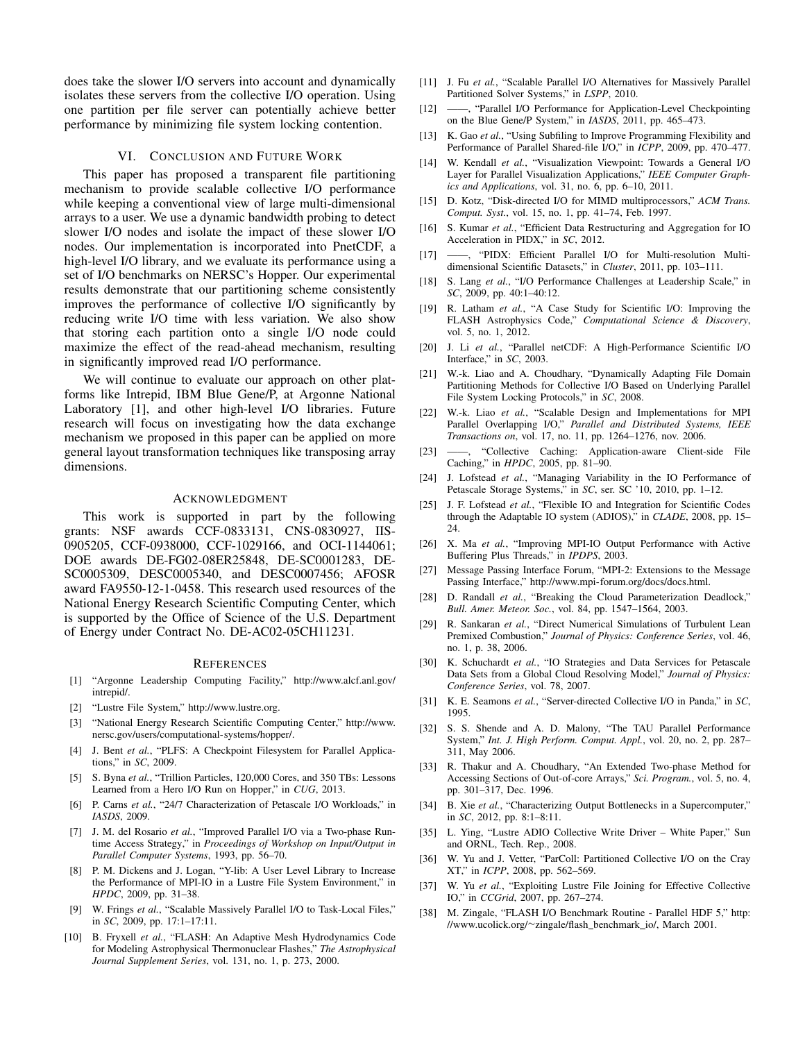does take the slower I/O servers into account and dynamically isolates these servers from the collective I/O operation. Using one partition per file server can potentially achieve better performance by minimizing file system locking contention.

## VI. Conclusion and Future Work

This paper has proposed a transparent file partitioning mechanism to provide scalable collective I/O performance while keeping a conventional view of large multi-dimensional arrays to a user. We use a dynamic bandwidth probing to detect slower I/O nodes and isolate the impact of these slower I/O nodes. Our implementation is incorporated into PnetCDF, a high-level I/O library, and we evaluate its performance using a set of I/O benchmarks on NERSC's Hopper. Our experimental results demonstrate that our partitioning scheme consistently improves the performance of collective I/O significantly by reducing write I/O time with less variation. We also show that storing each partition onto a single I/O node could maximize the effect of the read-ahead mechanism, resulting in significantly improved read I/O performance.

We will continue to evaluate our approach on other platforms like Intrepid, IBM Blue Gene/P, at Argonne National Laboratory [1], and other high-level I/O libraries. Future research will focus on investigating how the data exchange mechanism we proposed in this paper can be applied on more general layout transformation techniques like transposing array dimensions.

## Acknowledgment

This work is supported in part by the following grants: NSF awards CCF-0833131, CNS-0830927, IIS-0905205, CCF-0938000, CCF-1029166, and OCI-1144061; DOE awards DE-FG02-08ER25848, DE-SC0001283, DE-SC0005309, DESC0005340, and DESC0007456; AFOSR award FA9550-12-1-0458. This research used resources of the National Energy Research Scientific Computing Center, which is supported by the Office of Science of the U.S. Department of Energy under Contract No. DE-AC02-05CH11231.

## References

[1] "Argonne Leadership Computing Facility," http://www.alcf.anl.gov/intrepid/.

[2] "Lustre File System," http://www.lustre.org.

[3] "National Energy Research Scientific Computing Center," http://www.nersc.gov/users/computational-systems/hopper/.

[4] J. Bent *et al.*, "PLFS: A Checkpoint Filesystem for Parallel Applications," in *SC*, 2009.

[5] S. Byna *et al.*, "Trillion Particles, 120,000 Cores, and 350 TBs: Lessons Learned from a Hero I/O Run on Hopper," in *CUG*, 2013.

[6] P. Carns *et al.*, "24/7 Characterization of Petascale I/O Workloads," in *IASDS*, 2009.

[7] J. M. del Rosario *et al.*, "Improved Parallel I/O via a Two-phase Runtime Access Strategy," in *Proceedings of Workshop on Input/Output in Parallel Computer Systems*, 1993, pp. 56–70.

[8] P. M. Dickens and J. Logan, "Y-lib: A User Level Library to Increase the Performance of MPI-IO in a Lustre File System Environment," in *HPDC*, 2009, pp. 31–38.

[9] W. Frings *et al.*, "Scalable Massively Parallel I/O to Task-Local Files," in *SC*, 2009, pp. 17:1–17:11.

[10] B. Fryxell *et al.*, "FLASH: An Adaptive Mesh Hydrodynamics Code for Modeling Astrophysical Thermonuclear Flashes," *The Astrophysical Journal Supplement Series*, vol. 131, no. 1, p. 273, 2000.

[11] J. Fu *et al.*, "Scalable Parallel I/O Alternatives for Massively Parallel Partitioned Solver Systems," in *LSPP*, 2010.

[12] ——, "Parallel I/O Performance for Application-Level Checkpointing on the Blue Gene/P System," in *IASDS*, 2011, pp. 465–473.

[13] K. Gao *et al.*, "Using Subfiling to Improve Programming Flexibility and Performance of Parallel Shared-file I/O," in *ICPP*, 2009, pp. 470–477.

[14] W. Kendall *et al.*, "Visualization Viewpoint: Towards a General I/O Layer for Parallel Visualization Applications," *IEEE Computer Graphics and Applications*, vol. 31, no. 6, pp. 6–10, 2011.

[15] D. Kotz, "Disk-directed I/O for MIMD multiprocessors," *ACM Trans. Comput. Syst.*, vol. 15, no. 1, pp. 41–74, Feb. 1997.

[16] S. Kumar *et al.*, "Efficient Data Restructuring and Aggregation for IO Acceleration in PIDX," in *SC*, 2012.

[17] ——, "PIDX: Efficient Parallel I/O for Multi-resolution Multi-dimensional Scientific Datasets," in *Cluster*, 2011, pp. 103–111.

[18] S. Lang *et al.*, "I/O Performance Challenges at Leadership Scale," in *SC*, 2009, pp. 40:1–40:12.

[19] R. Latham *et al.*, "A Case Study for Scientific I/O: Improving the FLASH Astrophysics Code," *Computational Science & Discovery*, vol. 5, no. 1, 2012.

[20] J. Li *et al.*, "Parallel netCDF: A High-Performance Scientific I/O Interface," in *SC*, 2003.

[21] W.-k. Liao and A. Choudhary, "Dynamically Adapting File Domain Partitioning Methods for Collective I/O Based on Underlying Parallel File System Locking Protocols," in *SC*, 2008.

[22] W.-k. Liao *et al.*, "Scalable Design and Implementations for MPI Parallel Overlapping I/O," *Parallel and Distributed Systems, IEEE Transactions on*, vol. 17, no. 11, pp. 1264–1276, nov. 2006.

[23] ——, "Collective Caching: Application-aware Client-side File Caching," in *HPDC*, 2005, pp. 81–90.

[24] J. Lofstead *et al.*, "Managing Variability in the IO Performance of Petascale Storage Systems," in *SC*, ser. SC '10, 2010, pp. 1–12.

[25] J. F. Lofstead *et al.*, "Flexible IO and Integration for Scientific Codes through the Adaptable IO system (ADIOS)," in *CLADE*, 2008, pp. 15–24.

[26] X. Ma *et al.*, "Improving MPI-IO Output Performance with Active Buffering Plus Threads," in *IPDPS*, 2003.

[27] Message Passing Interface Forum, "MPI-2: Extensions to the Message Passing Interface," http://www.mpi-forum.org/docs/docs.html.

[28] D. Randall *et al.*, "Breaking the Cloud Parameterization Deadlock," *Bull. Amer. Meteor. Soc.*, vol. 84, pp. 1547–1564, 2003.

[29] R. Sankaran *et al.*, "Direct Numerical Simulations of Turbulent Lean Premixed Combustion," *Journal of Physics: Conference Series*, vol. 46, no. 1, p. 38, 2006.

[30] K. Schuchardt *et al.*, "IO Strategies and Data Services for Petascale Data Sets from a Global Cloud Resolving Model," *Journal of Physics: Conference Series*, vol. 78, 2007.

[31] K. E. Seamons *et al.*, "Server-directed Collective I/O in Panda," in *SC*, 1995.

[32] S. S. Shende and A. D. Malony, "The TAU Parallel Performance System," *Int. J. High Perform. Comput. Appl.*, vol. 20, no. 2, pp. 287–311, May 2006.

[33] R. Thakur and A. Choudhary, "An Extended Two-phase Method for Accessing Sections of Out-of-core Arrays," *Sci. Program.*, vol. 5, no. 4, pp. 301–317, Dec. 1996.

[34] B. Xie *et al.*, "Characterizing Output Bottlenecks in a Supercomputer," in *SC*, 2012, pp. 8:1–8:11.

[35] L. Ying, "Lustre ADIO Collective Write Driver – White Paper," Sun and ORNL, Tech. Rep., 2008.

[36] W. Yu and J. Vetter, "ParColl: Partitioned Collective I/O on the Cray XT," in *ICPP*, 2008, pp. 562–569.

[37] W. Yu *et al.*, "Exploiting Lustre File Joining for Effective Collective IO," in *CCGrid*, 2007, pp. 267–274.

[38] M. Zingale, "FLASH I/O Benchmark Routine - Parallel HDF 5," http://www.ucolick.org/~zingale/flash_benchmark_io/, March 2001.